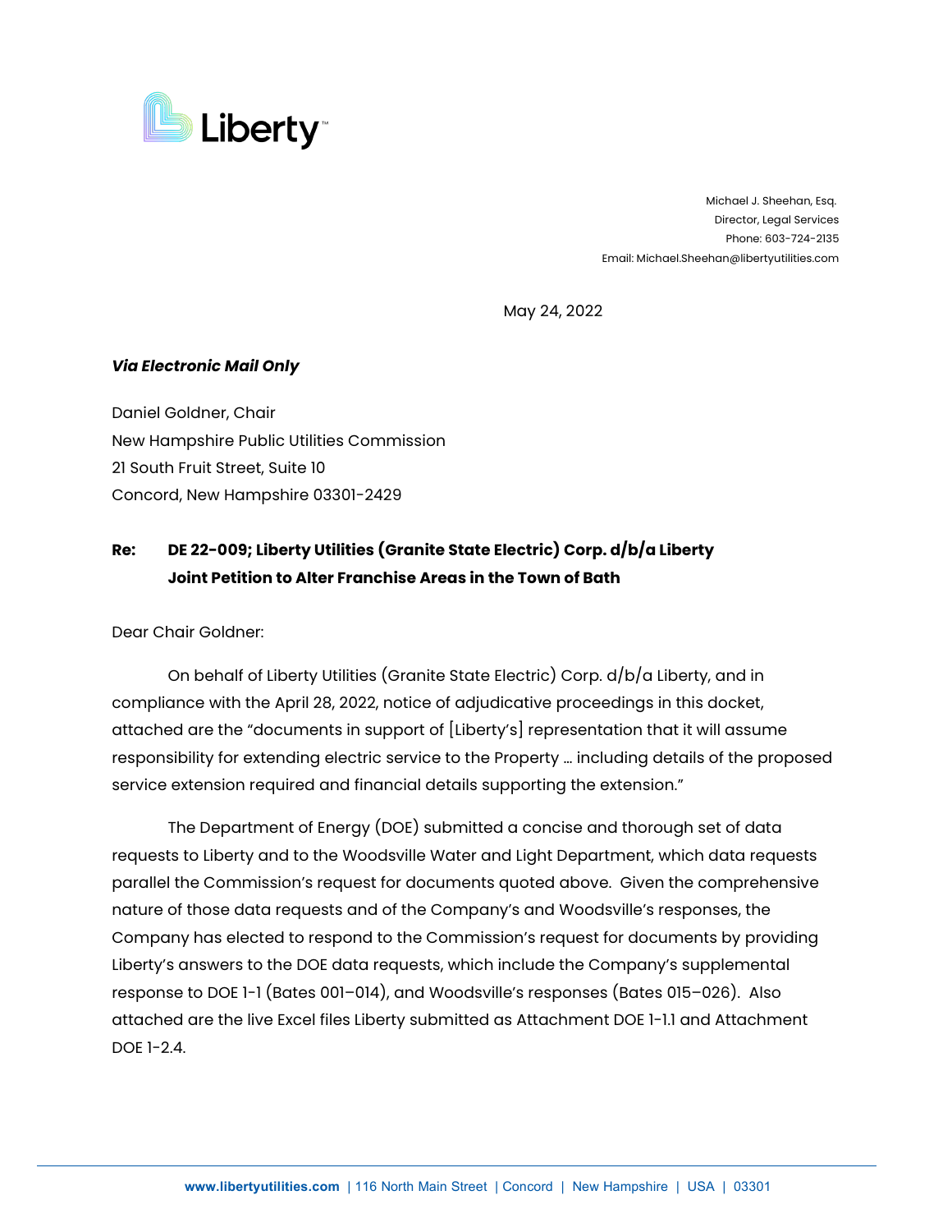Liberty™

Michael J. Sheehan, Esq.
Director, Legal Services
Phone: 603-724-2135
Email: Michael.Sheehan@libertyutilities.com

May 24, 2022

***Via Electronic Mail Only***

Daniel Goldner, Chair
New Hampshire Public Utilities Commission
21 South Fruit Street, Suite 10
Concord, New Hampshire 03301-2429

**Re: DE 22-009; Liberty Utilities (Granite State Electric) Corp. d/b/a Liberty Joint Petition to Alter Franchise Areas in the Town of Bath**

Dear Chair Goldner:

On behalf of Liberty Utilities (Granite State Electric) Corp. d/b/a Liberty, and in compliance with the April 28, 2022, notice of adjudicative proceedings in this docket, attached are the "documents in support of [Liberty's] representation that it will assume responsibility for extending electric service to the Property … including details of the proposed service extension required and financial details supporting the extension."

The Department of Energy (DOE) submitted a concise and thorough set of data requests to Liberty and to the Woodsville Water and Light Department, which data requests parallel the Commission's request for documents quoted above. Given the comprehensive nature of those data requests and of the Company's and Woodsville's responses, the Company has elected to respond to the Commission's request for documents by providing Liberty's answers to the DOE data requests, which include the Company's supplemental response to DOE 1-1 (Bates 001–014), and Woodsville's responses (Bates 015–026). Also attached are the live Excel files Liberty submitted as Attachment DOE 1-1.1 and Attachment DOE 1-2.4.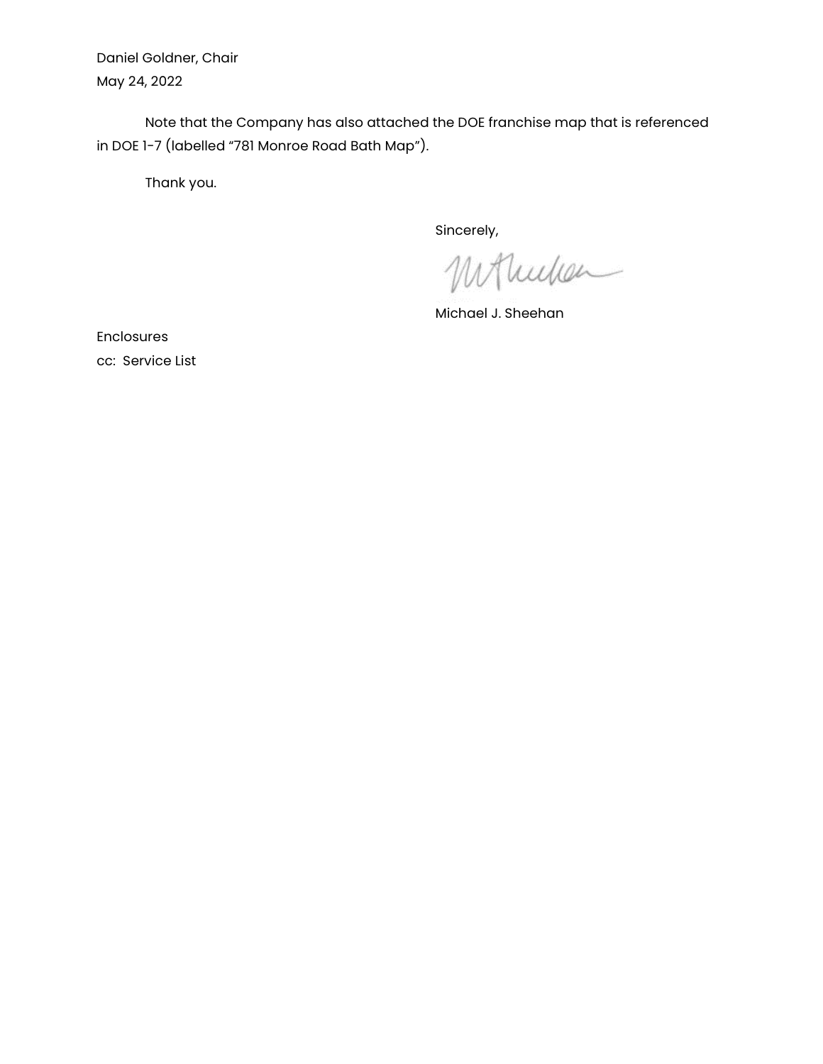Daniel Goldner, Chair
May 24, 2022

Note that the Company has also attached the DOE franchise map that is referenced in DOE 1-7 (labelled "781 Monroe Road Bath Map").

Thank you.

Sincerely,

Michael J. Sheehan

Enclosures
cc: Service List